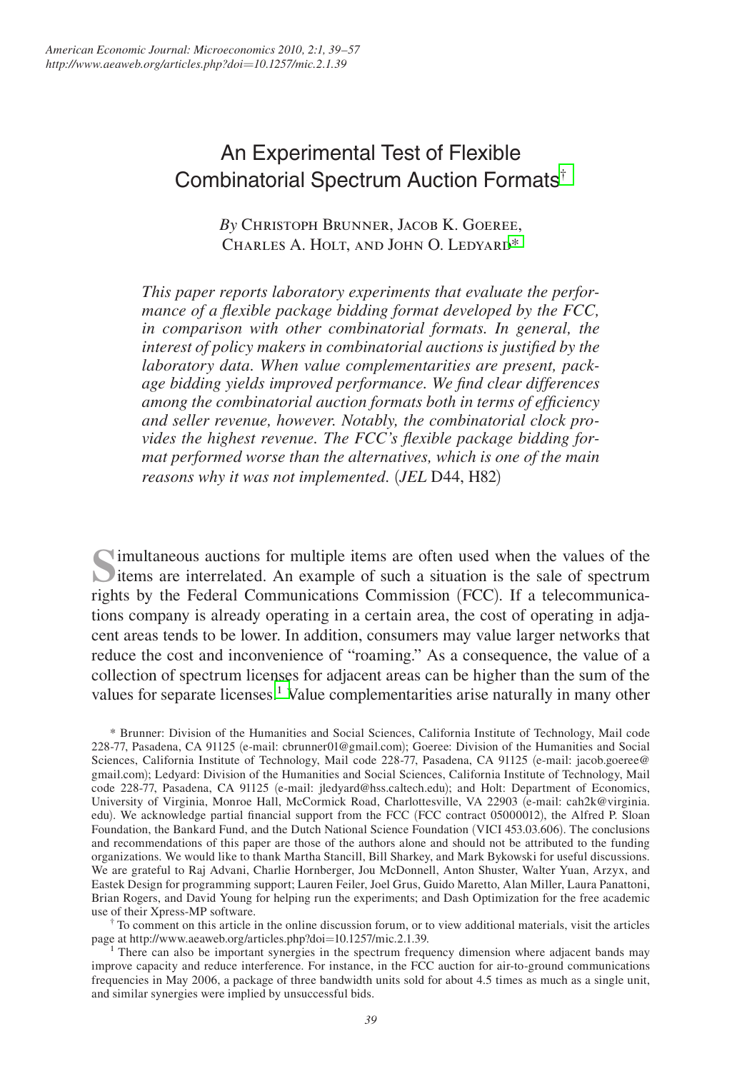# An Experimental Test of Flexible Combinatorial Spectrum Auction Formats[†]

*By* Christoph Brunner, Jacob K. Goeree, Charles A. Holt, and John O. Ledyard[*]

*This paper reports laboratory experiments that evaluate the performance of a flexible package bidding format developed by the FCC, in comparison with other combinatorial formats. In general, the interest of policy makers in combinatorial auctions is justified by the laboratory data. When value complementarities are present, package bidding yields improved performance. We find clear differences among the combinatorial auction formats both in terms of efficiency and seller revenue, however. Notably, the combinatorial clock provides the highest revenue. The FCC's flexible package bidding format performed worse than the alternatives, which is one of the main reasons why it was not implemented.* (*JEL* D44, H82)

Simultaneous auctions for multiple items are often used when the values of the items are interrelated. An example of such a situation is the sale of spectrum rights by the Federal Communications Commission (FCC). If a telecommunications company is already operating in a certain area, the cost of operating in adjacent areas tends to be lower. In addition, consumers may value larger networks that reduce the cost and inconvenience of "roaming." As a consequence, the value of a collection of spectrum licenses for adjacent areas can be higher than the sum of the values for separate licenses.[1] Value complementarities arise naturally in many other

---

[*] Brunner: Division of the Humanities and Social Sciences, California Institute of Technology, Mail code 228-77, Pasadena, CA 91125 (e-mail: cbrunner01@gmail.com); Goeree: Division of the Humanities and Social Sciences, California Institute of Technology, Mail code 228-77, Pasadena, CA 91125 (e-mail: jacob.goeree@gmail.com); Ledyard: Division of the Humanities and Social Sciences, California Institute of Technology, Mail code 228-77, Pasadena, CA 91125 (e-mail: jledyard@hss.caltech.edu); and Holt: Department of Economics, University of Virginia, Monroe Hall, McCormick Road, Charlottesville, VA 22903 (e-mail: cah2k@virginia.edu). We acknowledge partial financial support from the FCC (FCC contract 05000012), the Alfred P. Sloan Foundation, the Bankard Fund, and the Dutch National Science Foundation (VICI 453.03.606). The conclusions and recommendations of this paper are those of the authors alone and should not be attributed to the funding organizations. We would like to thank Martha Stancill, Bill Sharkey, and Mark Bykowski for useful discussions. We are grateful to Raj Advani, Charlie Hornberger, Jou McDonnell, Anton Shuster, Walter Yuan, Arzyx, and Eastek Design for programming support; Lauren Feiler, Joel Grus, Guido Maretto, Alan Miller, Laura Panattoni, Brian Rogers, and David Young for helping run the experiments; and Dash Optimization for the free academic use of their Xpress-MP software.

[†] To comment on this article in the online discussion forum, or to view additional materials, visit the articles page at http://www.aeaweb.org/articles.php?doi=10.1257/mic.2.1.39.

[1] There can also be important synergies in the spectrum frequency dimension where adjacent bands may improve capacity and reduce interference. For instance, in the FCC auction for air-to-ground communications frequencies in May 2006, a package of three bandwidth units sold for about 4.5 times as much as a single unit, and similar synergies were implied by unsuccessful bids.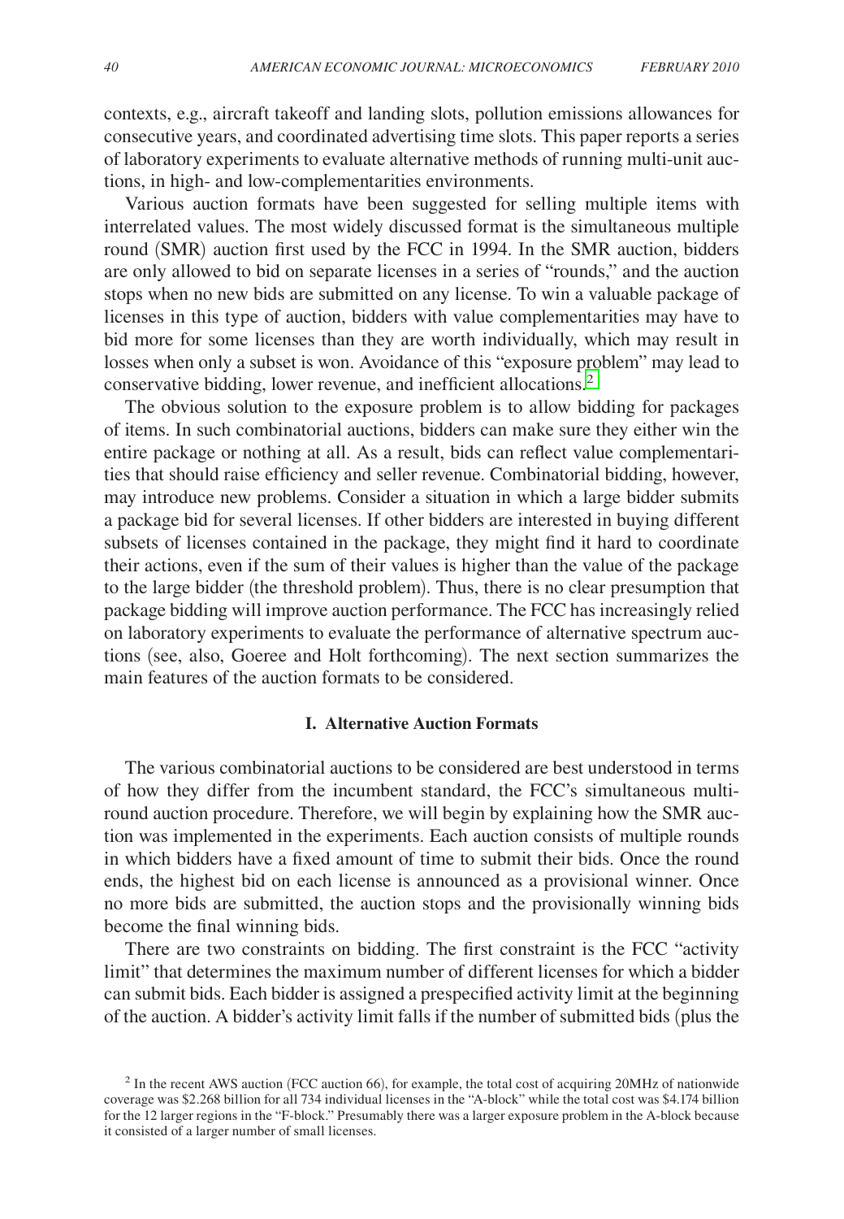contexts, e.g., aircraft takeoff and landing slots, pollution emissions allowances for consecutive years, and coordinated advertising time slots. This paper reports a series of laboratory experiments to evaluate alternative methods of running multi-unit auctions, in high- and low-complementarities environments.

Various auction formats have been suggested for selling multiple items with interrelated values. The most widely discussed format is the simultaneous multiple round (SMR) auction first used by the FCC in 1994. In the SMR auction, bidders are only allowed to bid on separate licenses in a series of "rounds," and the auction stops when no new bids are submitted on any license. To win a valuable package of licenses in this type of auction, bidders with value complementarities may have to bid more for some licenses than they are worth individually, which may result in losses when only a subset is won. Avoidance of this "exposure problem" may lead to conservative bidding, lower revenue, and inefficient allocations.[2]

The obvious solution to the exposure problem is to allow bidding for packages of items. In such combinatorial auctions, bidders can make sure they either win the entire package or nothing at all. As a result, bids can reflect value complementarities that should raise efficiency and seller revenue. Combinatorial bidding, however, may introduce new problems. Consider a situation in which a large bidder submits a package bid for several licenses. If other bidders are interested in buying different subsets of licenses contained in the package, they might find it hard to coordinate their actions, even if the sum of their values is higher than the value of the package to the large bidder (the threshold problem). Thus, there is no clear presumption that package bidding will improve auction performance. The FCC has increasingly relied on laboratory experiments to evaluate the performance of alternative spectrum auctions (see, also, Goeree and Holt forthcoming). The next section summarizes the main features of the auction formats to be considered.

## I. Alternative Auction Formats

The various combinatorial auctions to be considered are best understood in terms of how they differ from the incumbent standard, the FCC's simultaneous multi-round auction procedure. Therefore, we will begin by explaining how the SMR auction was implemented in the experiments. Each auction consists of multiple rounds in which bidders have a fixed amount of time to submit their bids. Once the round ends, the highest bid on each license is announced as a provisional winner. Once no more bids are submitted, the auction stops and the provisionally winning bids become the final winning bids.

There are two constraints on bidding. The first constraint is the FCC "activity limit" that determines the maximum number of different licenses for which a bidder can submit bids. Each bidder is assigned a prespecified activity limit at the beginning of the auction. A bidder's activity limit falls if the number of submitted bids (plus the

[2] In the recent AWS auction (FCC auction 66), for example, the total cost of acquiring 20MHz of nationwide coverage was \$2.268 billion for all 734 individual licenses in the "A-block" while the total cost was \$4.174 billion for the 12 larger regions in the "F-block." Presumably there was a larger exposure problem in the A-block because it consisted of a larger number of small licenses.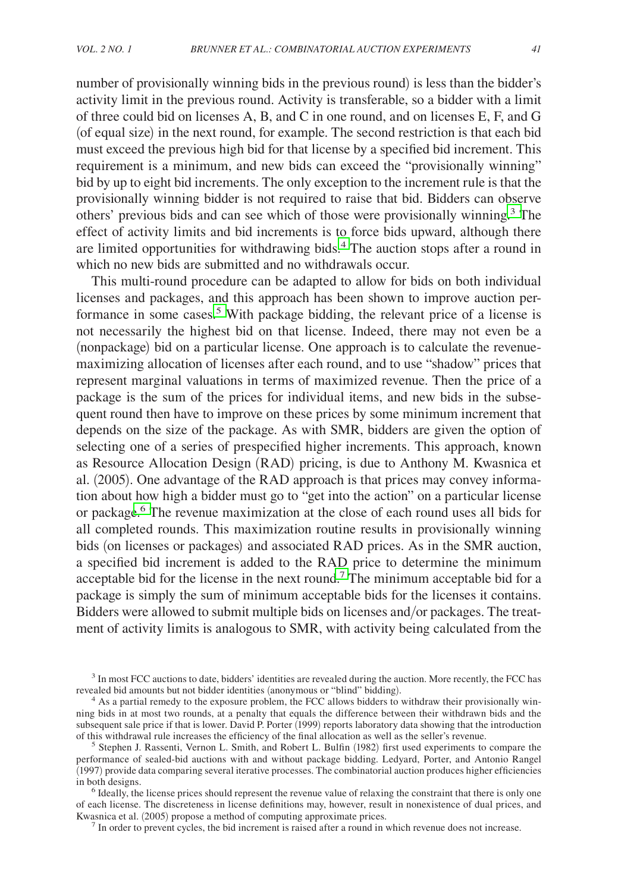number of provisionally winning bids in the previous round) is less than the bidder's activity limit in the previous round. Activity is transferable, so a bidder with a limit of three could bid on licenses A, B, and C in one round, and on licenses E, F, and G (of equal size) in the next round, for example. The second restriction is that each bid must exceed the previous high bid for that license by a specified bid increment. This requirement is a minimum, and new bids can exceed the "provisionally winning" bid by up to eight bid increments. The only exception to the increment rule is that the provisionally winning bidder is not required to raise that bid. Bidders can observe others' previous bids and can see which of those were provisionally winning.[3] The effect of activity limits and bid increments is to force bids upward, although there are limited opportunities for withdrawing bids.[4] The auction stops after a round in which no new bids are submitted and no withdrawals occur.

This multi-round procedure can be adapted to allow for bids on both individual licenses and packages, and this approach has been shown to improve auction performance in some cases.[5] With package bidding, the relevant price of a license is not necessarily the highest bid on that license. Indeed, there may not even be a (nonpackage) bid on a particular license. One approach is to calculate the revenue-maximizing allocation of licenses after each round, and to use "shadow" prices that represent marginal valuations in terms of maximized revenue. Then the price of a package is the sum of the prices for individual items, and new bids in the subsequent round then have to improve on these prices by some minimum increment that depends on the size of the package. As with SMR, bidders are given the option of selecting one of a series of prespecified higher increments. This approach, known as Resource Allocation Design (RAD) pricing, is due to Anthony M. Kwasnica et al. (2005). One advantage of the RAD approach is that prices may convey information about how high a bidder must go to "get into the action" on a particular license or package.[6] The revenue maximization at the close of each round uses all bids for all completed rounds. This maximization routine results in provisionally winning bids (on licenses or packages) and associated RAD prices. As in the SMR auction, a specified bid increment is added to the RAD price to determine the minimum acceptable bid for the license in the next round.[7] The minimum acceptable bid for a package is simply the sum of minimum acceptable bids for the licenses it contains. Bidders were allowed to submit multiple bids on licenses and/or packages. The treatment of activity limits is analogous to SMR, with activity being calculated from the

[3] In most FCC auctions to date, bidders' identities are revealed during the auction. More recently, the FCC has revealed bid amounts but not bidder identities (anonymous or "blind" bidding).

[4] As a partial remedy to the exposure problem, the FCC allows bidders to withdraw their provisionally winning bids in at most two rounds, at a penalty that equals the difference between their withdrawn bids and the subsequent sale price if that is lower. David P. Porter (1999) reports laboratory data showing that the introduction of this withdrawal rule increases the efficiency of the final allocation as well as the seller's revenue.

[5] Stephen J. Rassenti, Vernon L. Smith, and Robert L. Bulfin (1982) first used experiments to compare the performance of sealed-bid auctions with and without package bidding. Ledyard, Porter, and Antonio Rangel (1997) provide data comparing several iterative processes. The combinatorial auction produces higher efficiencies in both designs.

[6] Ideally, the license prices should represent the revenue value of relaxing the constraint that there is only one of each license. The discreteness in license definitions may, however, result in nonexistence of dual prices, and Kwasnica et al. (2005) propose a method of computing approximate prices.

[7] In order to prevent cycles, the bid increment is raised after a round in which revenue does not increase.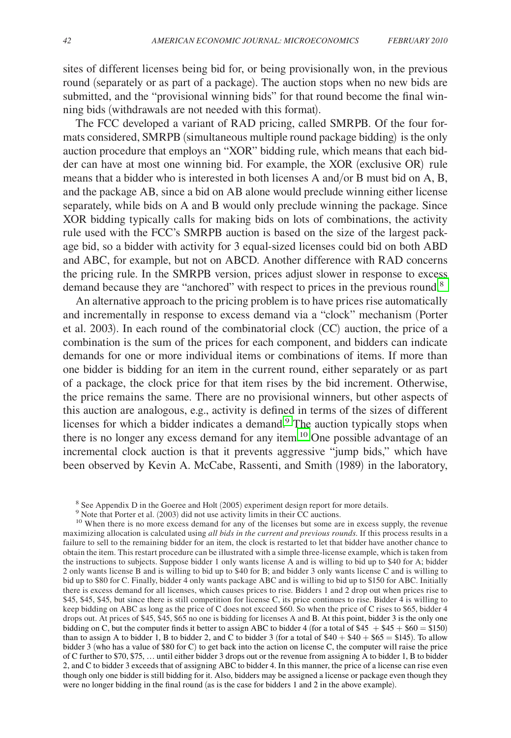sites of different licenses being bid for, or being provisionally won, in the previous round (separately or as part of a package). The auction stops when no new bids are submitted, and the "provisional winning bids" for that round become the final winning bids (withdrawals are not needed with this format).

The FCC developed a variant of RAD pricing, called SMRPB. Of the four formats considered, SMRPB (simultaneous multiple round package bidding) is the only auction procedure that employs an "XOR" bidding rule, which means that each bidder can have at most one winning bid. For example, the XOR (exclusive OR) rule means that a bidder who is interested in both licenses A and/or B must bid on A, B, and the package AB, since a bid on AB alone would preclude winning either license separately, while bids on A and B would only preclude winning the package. Since XOR bidding typically calls for making bids on lots of combinations, the activity rule used with the FCC's SMRPB auction is based on the size of the largest package bid, so a bidder with activity for 3 equal-sized licenses could bid on both ABD and ABC, for example, but not on ABCD. Another difference with RAD concerns the pricing rule. In the SMRPB version, prices adjust slower in response to excess demand because they are "anchored" with respect to prices in the previous round.[8]

An alternative approach to the pricing problem is to have prices rise automatically and incrementally in response to excess demand via a "clock" mechanism (Porter et al. 2003). In each round of the combinatorial clock (CC) auction, the price of a combination is the sum of the prices for each component, and bidders can indicate demands for one or more individual items or combinations of items. If more than one bidder is bidding for an item in the current round, either separately or as part of a package, the clock price for that item rises by the bid increment. Otherwise, the price remains the same. There are no provisional winners, but other aspects of this auction are analogous, e.g., activity is defined in terms of the sizes of different licenses for which a bidder indicates a demand.[9] The auction typically stops when there is no longer any excess demand for any item.[10] One possible advantage of an incremental clock auction is that it prevents aggressive "jump bids," which have been observed by Kevin A. McCabe, Rassenti, and Smith (1989) in the laboratory,

[8] See Appendix D in the Goeree and Holt (2005) experiment design report for more details.

[9] Note that Porter et al. (2003) did not use activity limits in their CC auctions.

[10] When there is no more excess demand for any of the licenses but some are in excess supply, the revenue maximizing allocation is calculated using *all bids in the current and previous rounds*. If this process results in a failure to sell to the remaining bidder for an item, the clock is restarted to let that bidder have another chance to obtain the item. This restart procedure can be illustrated with a simple three-license example, which is taken from the instructions to subjects. Suppose bidder 1 only wants license A and is willing to bid up to \$40 for A; bidder 2 only wants license B and is willing to bid up to \$40 for B; and bidder 3 only wants license C and is willing to bid up to \$80 for C. Finally, bidder 4 only wants package ABC and is willing to bid up to \$150 for ABC. Initially there is excess demand for all licenses, which causes prices to rise. Bidders 1 and 2 drop out when prices rise to \$45, \$45, \$45, but since there is still competition for license C, its price continues to rise. Bidder 4 is willing to keep bidding on ABC as long as the price of C does not exceed \$60. So when the price of C rises to \$65, bidder 4 drops out. At prices of \$45, \$45, \$65 no one is bidding for licenses A and B. At this point, bidder 3 is the only one bidding on C, but the computer finds it better to assign ABC to bidder 4 (for a total of \$45 + \$45 + \$60 = \$150) than to assign A to bidder 1, B to bidder 2, and C to bidder 3 (for a total of \$40 + \$40 + \$65 = \$145). To allow bidder 3 (who has a value of \$80 for C) to get back into the action on license C, the computer will raise the price of C further to \$70, \$75, … until either bidder 3 drops out or the revenue from assigning A to bidder 1, B to bidder 2, and C to bidder 3 exceeds that of assigning ABC to bidder 4. In this manner, the price of a license can rise even though only one bidder is still bidding for it. Also, bidders may be assigned a license or package even though they were no longer bidding in the final round (as is the case for bidders 1 and 2 in the above example).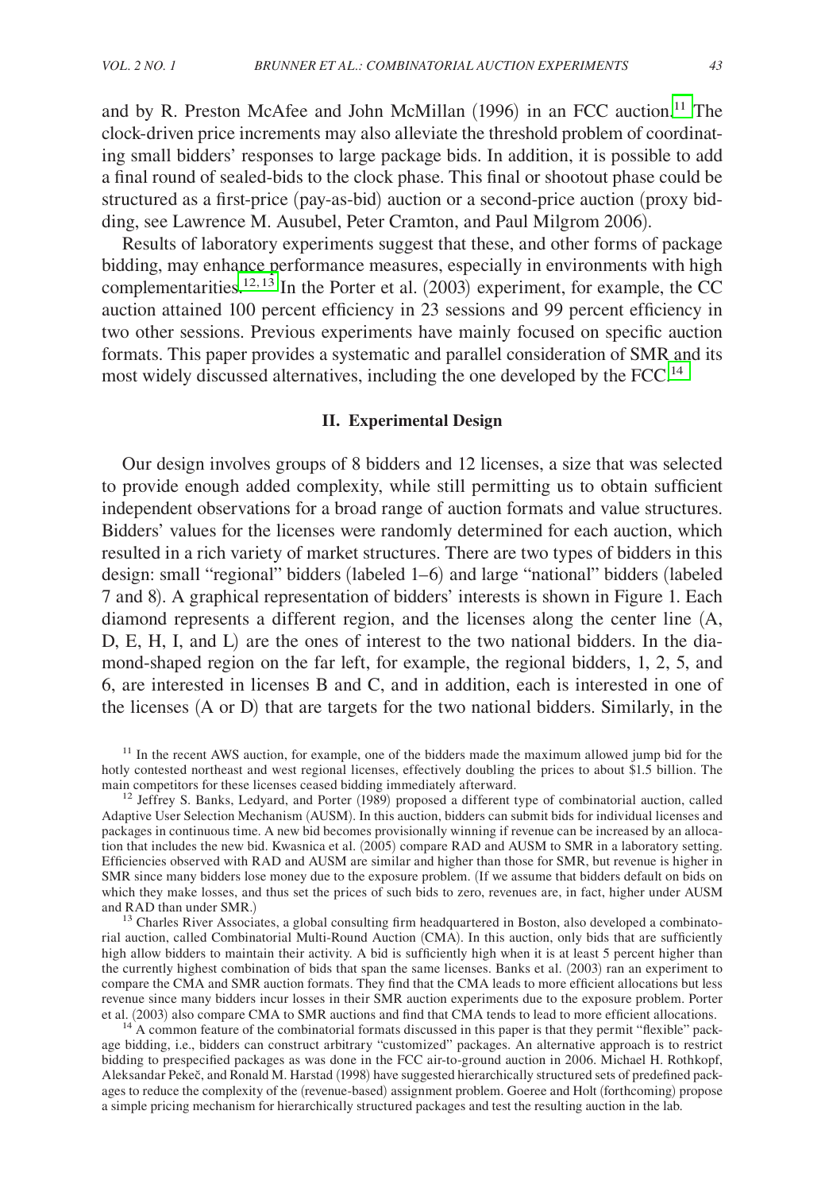and by R. Preston McAfee and John McMillan (1996) in an FCC auction.[11] The clock-driven price increments may also alleviate the threshold problem of coordinating small bidders' responses to large package bids. In addition, it is possible to add a final round of sealed-bids to the clock phase. This final or shootout phase could be structured as a first-price (pay-as-bid) auction or a second-price auction (proxy bidding, see Lawrence M. Ausubel, Peter Cramton, and Paul Milgrom 2006).

Results of laboratory experiments suggest that these, and other forms of package bidding, may enhance performance measures, especially in environments with high complementarities.[12,13] In the Porter et al. (2003) experiment, for example, the CC auction attained 100 percent efficiency in 23 sessions and 99 percent efficiency in two other sessions. Previous experiments have mainly focused on specific auction formats. This paper provides a systematic and parallel consideration of SMR and its most widely discussed alternatives, including the one developed by the FCC.[14]

## II. Experimental Design

Our design involves groups of 8 bidders and 12 licenses, a size that was selected to provide enough added complexity, while still permitting us to obtain sufficient independent observations for a broad range of auction formats and value structures. Bidders' values for the licenses were randomly determined for each auction, which resulted in a rich variety of market structures. There are two types of bidders in this design: small "regional" bidders (labeled 1–6) and large "national" bidders (labeled 7 and 8). A graphical representation of bidders' interests is shown in Figure 1. Each diamond represents a different region, and the licenses along the center line (A, D, E, H, I, and L) are the ones of interest to the two national bidders. In the diamond-shaped region on the far left, for example, the regional bidders, 1, 2, 5, and 6, are interested in licenses B and C, and in addition, each is interested in one of the licenses (A or D) that are targets for the two national bidders. Similarly, in the

[11] In the recent AWS auction, for example, one of the bidders made the maximum allowed jump bid for the hotly contested northeast and west regional licenses, effectively doubling the prices to about $1.5 billion. The main competitors for these licenses ceased bidding immediately afterward.

[12] Jeffrey S. Banks, Ledyard, and Porter (1989) proposed a different type of combinatorial auction, called Adaptive User Selection Mechanism (AUSM). In this auction, bidders can submit bids for individual licenses and packages in continuous time. A new bid becomes provisionally winning if revenue can be increased by an allocation that includes the new bid. Kwasnica et al. (2005) compare RAD and AUSM to SMR in a laboratory setting. Efficiencies observed with RAD and AUSM are similar and higher than those for SMR, but revenue is higher in SMR since many bidders lose money due to the exposure problem. (If we assume that bidders default on bids on which they make losses, and thus set the prices of such bids to zero, revenues are, in fact, higher under AUSM and RAD than under SMR.)

[13] Charles River Associates, a global consulting firm headquartered in Boston, also developed a combinatorial auction, called Combinatorial Multi-Round Auction (CMA). In this auction, only bids that are sufficiently high allow bidders to maintain their activity. A bid is sufficiently high when it is at least 5 percent higher than the currently highest combination of bids that span the same licenses. Banks et al. (2003) ran an experiment to compare the CMA and SMR auction formats. They find that the CMA leads to more efficient allocations but less revenue since many bidders incur losses in their SMR auction experiments due to the exposure problem. Porter et al. (2003) also compare CMA to SMR auctions and find that CMA tends to lead to more efficient allocations.

[14] A common feature of the combinatorial formats discussed in this paper is that they permit "flexible" package bidding, i.e., bidders can construct arbitrary "customized" packages. An alternative approach is to restrict bidding to prespecified packages as was done in the FCC air-to-ground auction in 2006. Michael H. Rothkopf, Aleksandar Pekeč, and Ronald M. Harstad (1998) have suggested hierarchically structured sets of predefined packages to reduce the complexity of the (revenue-based) assignment problem. Goeree and Holt (forthcoming) propose a simple pricing mechanism for hierarchically structured packages and test the resulting auction in the lab.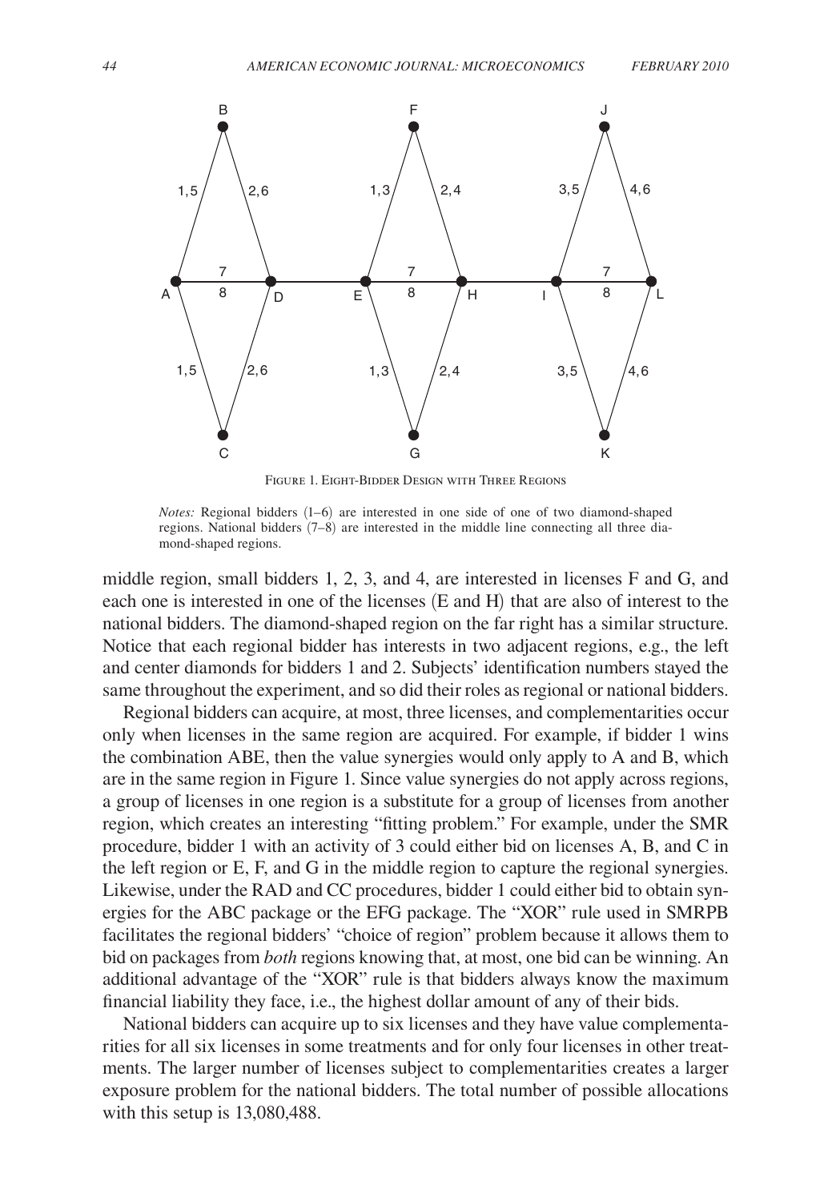Figure 1. Eight-Bidder Design with Three Regions

*Notes:* Regional bidders (1–6) are interested in one side of one of two diamond-shaped regions. National bidders (7–8) are interested in the middle line connecting all three diamond-shaped regions.

middle region, small bidders 1, 2, 3, and 4, are interested in licenses F and G, and each one is interested in one of the licenses (E and H) that are also of interest to the national bidders. The diamond-shaped region on the far right has a similar structure. Notice that each regional bidder has interests in two adjacent regions, e.g., the left and center diamonds for bidders 1 and 2. Subjects' identification numbers stayed the same throughout the experiment, and so did their roles as regional or national bidders.

Regional bidders can acquire, at most, three licenses, and complementarities occur only when licenses in the same region are acquired. For example, if bidder 1 wins the combination ABE, then the value synergies would only apply to A and B, which are in the same region in Figure 1. Since value synergies do not apply across regions, a group of licenses in one region is a substitute for a group of licenses from another region, which creates an interesting "fitting problem." For example, under the SMR procedure, bidder 1 with an activity of 3 could either bid on licenses A, B, and C in the left region or E, F, and G in the middle region to capture the regional synergies. Likewise, under the RAD and CC procedures, bidder 1 could either bid to obtain synergies for the ABC package or the EFG package. The "XOR" rule used in SMRPB facilitates the regional bidders' "choice of region" problem because it allows them to bid on packages from *both* regions knowing that, at most, one bid can be winning. An additional advantage of the "XOR" rule is that bidders always know the maximum financial liability they face, i.e., the highest dollar amount of any of their bids.

National bidders can acquire up to six licenses and they have value complementarities for all six licenses in some treatments and for only four licenses in other treatments. The larger number of licenses subject to complementarities creates a larger exposure problem for the national bidders. The total number of possible allocations with this setup is 13,080,488.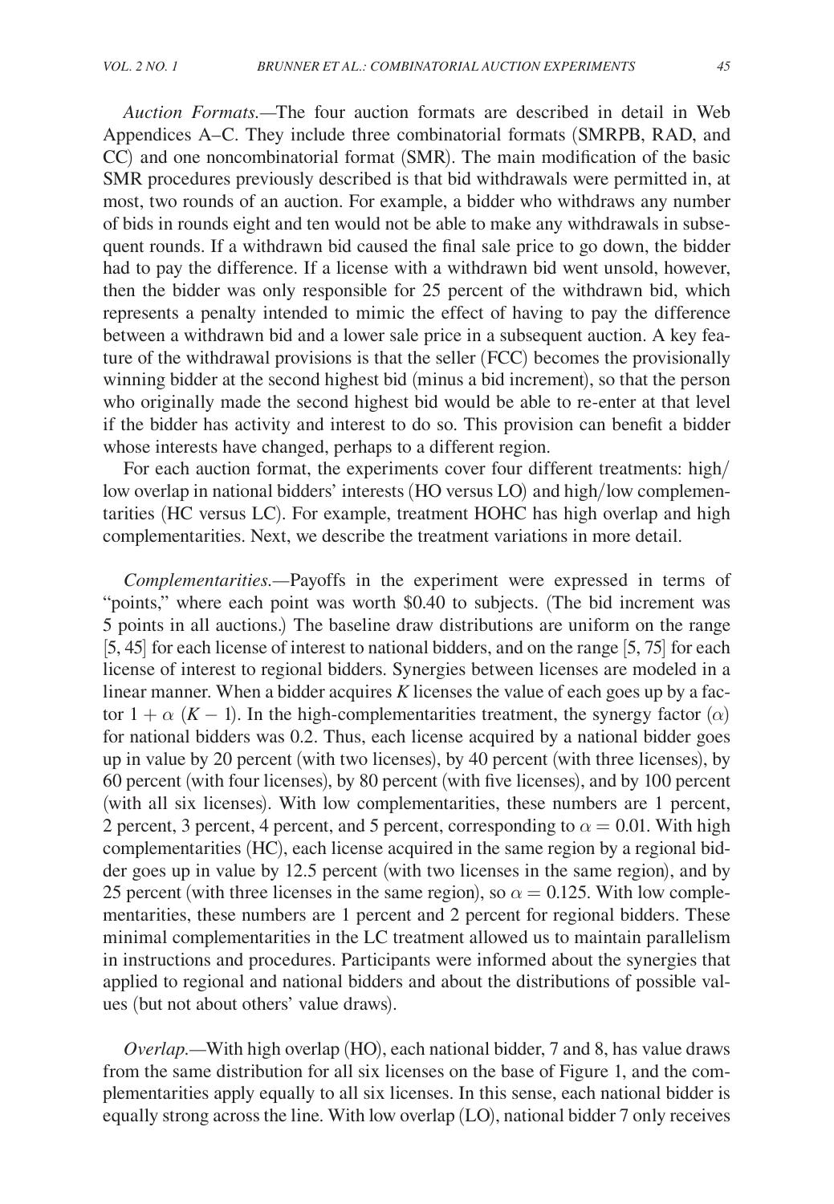*Auction Formats.*—The four auction formats are described in detail in Web Appendices A–C. They include three combinatorial formats (SMRPB, RAD, and CC) and one noncombinatorial format (SMR). The main modification of the basic SMR procedures previously described is that bid withdrawals were permitted in, at most, two rounds of an auction. For example, a bidder who withdraws any number of bids in rounds eight and ten would not be able to make any withdrawals in subsequent rounds. If a withdrawn bid caused the final sale price to go down, the bidder had to pay the difference. If a license with a withdrawn bid went unsold, however, then the bidder was only responsible for 25 percent of the withdrawn bid, which represents a penalty intended to mimic the effect of having to pay the difference between a withdrawn bid and a lower sale price in a subsequent auction. A key feature of the withdrawal provisions is that the seller (FCC) becomes the provisionally winning bidder at the second highest bid (minus a bid increment), so that the person who originally made the second highest bid would be able to re-enter at that level if the bidder has activity and interest to do so. This provision can benefit a bidder whose interests have changed, perhaps to a different region.

For each auction format, the experiments cover four different treatments: high/low overlap in national bidders' interests (HO versus LO) and high/low complementarities (HC versus LC). For example, treatment HOHC has high overlap and high complementarities. Next, we describe the treatment variations in more detail.

*Complementarities.*—Payoffs in the experiment were expressed in terms of "points," where each point was worth \$0.40 to subjects. (The bid increment was 5 points in all auctions.) The baseline draw distributions are uniform on the range [5, 45] for each license of interest to national bidders, and on the range [5, 75] for each license of interest to regional bidders. Synergies between licenses are modeled in a linear manner. When a bidder acquires $K$ licenses the value of each goes up by a factor $1 + \alpha\ (K - 1)$. In the high-complementarities treatment, the synergy factor ($\alpha$) for national bidders was 0.2. Thus, each license acquired by a national bidder goes up in value by 20 percent (with two licenses), by 40 percent (with three licenses), by 60 percent (with four licenses), by 80 percent (with five licenses), and by 100 percent (with all six licenses). With low complementarities, these numbers are 1 percent, 2 percent, 3 percent, 4 percent, and 5 percent, corresponding to $\alpha = 0.01$. With high complementarities (HC), each license acquired in the same region by a regional bidder goes up in value by 12.5 percent (with two licenses in the same region), and by 25 percent (with three licenses in the same region), so $\alpha = 0.125$. With low complementarities, these numbers are 1 percent and 2 percent for regional bidders. These minimal complementarities in the LC treatment allowed us to maintain parallelism in instructions and procedures. Participants were informed about the synergies that applied to regional and national bidders and about the distributions of possible values (but not about others' value draws).

*Overlap.*—With high overlap (HO), each national bidder, 7 and 8, has value draws from the same distribution for all six licenses on the base of Figure 1, and the complementarities apply equally to all six licenses. In this sense, each national bidder is equally strong across the line. With low overlap (LO), national bidder 7 only receives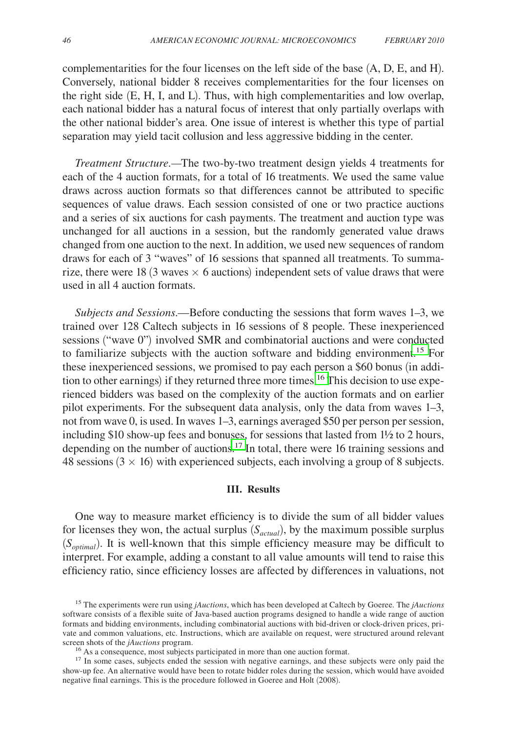complementarities for the four licenses on the left side of the base (A, D, E, and H). Conversely, national bidder 8 receives complementarities for the four licenses on the right side (E, H, I, and L). Thus, with high complementarities and low overlap, each national bidder has a natural focus of interest that only partially overlaps with the other national bidder's area. One issue of interest is whether this type of partial separation may yield tacit collusion and less aggressive bidding in the center.

*Treatment Structure*.—The two-by-two treatment design yields 4 treatments for each of the 4 auction formats, for a total of 16 treatments. We used the same value draws across auction formats so that differences cannot be attributed to specific sequences of value draws. Each session consisted of one or two practice auctions and a series of six auctions for cash payments. The treatment and auction type was unchanged for all auctions in a session, but the randomly generated value draws changed from one auction to the next. In addition, we used new sequences of random draws for each of 3 "waves" of 16 sessions that spanned all treatments. To summarize, there were 18 (3 waves × 6 auctions) independent sets of value draws that were used in all 4 auction formats.

*Subjects and Sessions*.—Before conducting the sessions that form waves 1–3, we trained over 128 Caltech subjects in 16 sessions of 8 people. These inexperienced sessions ("wave 0") involved SMR and combinatorial auctions and were conducted to familiarize subjects with the auction software and bidding environment.[15] For these inexperienced sessions, we promised to pay each person a $60 bonus (in addition to other earnings) if they returned three more times.[16] This decision to use experienced bidders was based on the complexity of the auction formats and on earlier pilot experiments. For the subsequent data analysis, only the data from waves 1–3, not from wave 0, is used. In waves 1–3, earnings averaged $50 per person per session, including $10 show-up fees and bonuses, for sessions that lasted from 1½ to 2 hours, depending on the number of auctions.[17] In total, there were 16 training sessions and 48 sessions (3 × 16) with experienced subjects, each involving a group of 8 subjects.

## III. Results

One way to measure market efficiency is to divide the sum of all bidder values for licenses they won, the actual surplus ($S_{actual}$), by the maximum possible surplus ($S_{optimal}$). It is well-known that this simple efficiency measure may be difficult to interpret. For example, adding a constant to all value amounts will tend to raise this efficiency ratio, since efficiency losses are affected by differences in valuations, not

---

[15] The experiments were run using *jAuctions*, which has been developed at Caltech by Goeree. The *jAuctions* software consists of a flexible suite of Java-based auction programs designed to handle a wide range of auction formats and bidding environments, including combinatorial auctions with bid-driven or clock-driven prices, private and common valuations, etc. Instructions, which are available on request, were structured around relevant screen shots of the *jAuctions* program.

[16] As a consequence, most subjects participated in more than one auction format.

[17] In some cases, subjects ended the session with negative earnings, and these subjects were only paid the show-up fee. An alternative would have been to rotate bidder roles during the session, which would have avoided negative final earnings. This is the procedure followed in Goeree and Holt (2008).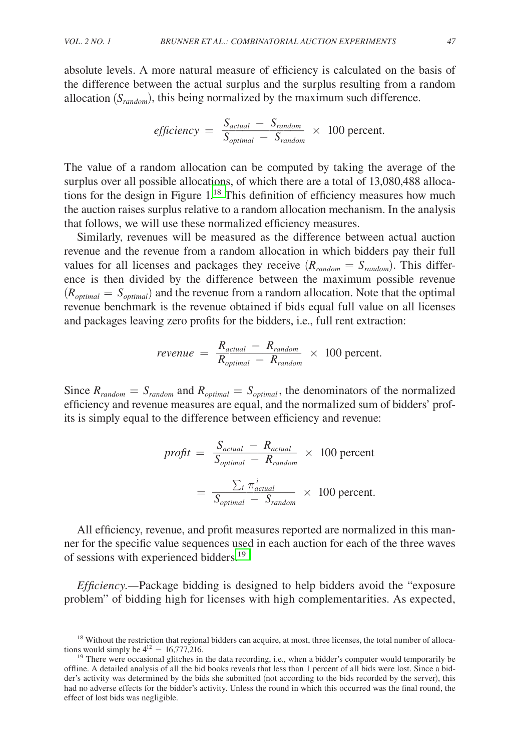absolute levels. A more natural measure of efficiency is calculated on the basis of the difference between the actual surplus and the surplus resulting from a random allocation ($S_{random}$), this being normalized by the maximum such difference.

$$efficiency = \frac{S_{actual} - S_{random}}{S_{optimal} - S_{random}} \times 100 \text{ percent.}$$

The value of a random allocation can be computed by taking the average of the surplus over all possible allocations, of which there are a total of 13,080,488 allocations for the design in Figure 1.[18] This definition of efficiency measures how much the auction raises surplus relative to a random allocation mechanism. In the analysis that follows, we will use these normalized efficiency measures.

Similarly, revenues will be measured as the difference between actual auction revenue and the revenue from a random allocation in which bidders pay their full values for all licenses and packages they receive ($R_{random} = S_{random}$). This difference is then divided by the difference between the maximum possible revenue ($R_{optimal} = S_{optimal}$) and the revenue from a random allocation. Note that the optimal revenue benchmark is the revenue obtained if bids equal full value on all licenses and packages leaving zero profits for the bidders, i.e., full rent extraction:

$$revenue = \frac{R_{actual} - R_{random}}{R_{optimal} - R_{random}} \times 100 \text{ percent.}$$

Since $R_{random} = S_{random}$ and $R_{optimal} = S_{optimal}$, the denominators of the normalized efficiency and revenue measures are equal, and the normalized sum of bidders' profits is simply equal to the difference between efficiency and revenue:

$$profit = \frac{S_{actual} - R_{actual}}{S_{optimal} - R_{random}} \times 100 \text{ percent}$$

$$= \frac{\sum_i \pi^i_{actual}}{S_{optimal} - S_{random}} \times 100 \text{ percent.}$$

All efficiency, revenue, and profit measures reported are normalized in this manner for the specific value sequences used in each auction for each of the three waves of sessions with experienced bidders.[19]

*Efficiency.*—Package bidding is designed to help bidders avoid the "exposure problem" of bidding high for licenses with high complementarities. As expected,

[18] Without the restriction that regional bidders can acquire, at most, three licenses, the total number of allocations would simply be $4^{12} = 16{,}777{,}216$.

[19] There were occasional glitches in the data recording, i.e., when a bidder's computer would temporarily be offline. A detailed analysis of all the bid books reveals that less than 1 percent of all bids were lost. Since a bidder's activity was determined by the bids she submitted (not according to the bids recorded by the server), this had no adverse effects for the bidder's activity. Unless the round in which this occurred was the final round, the effect of lost bids was negligible.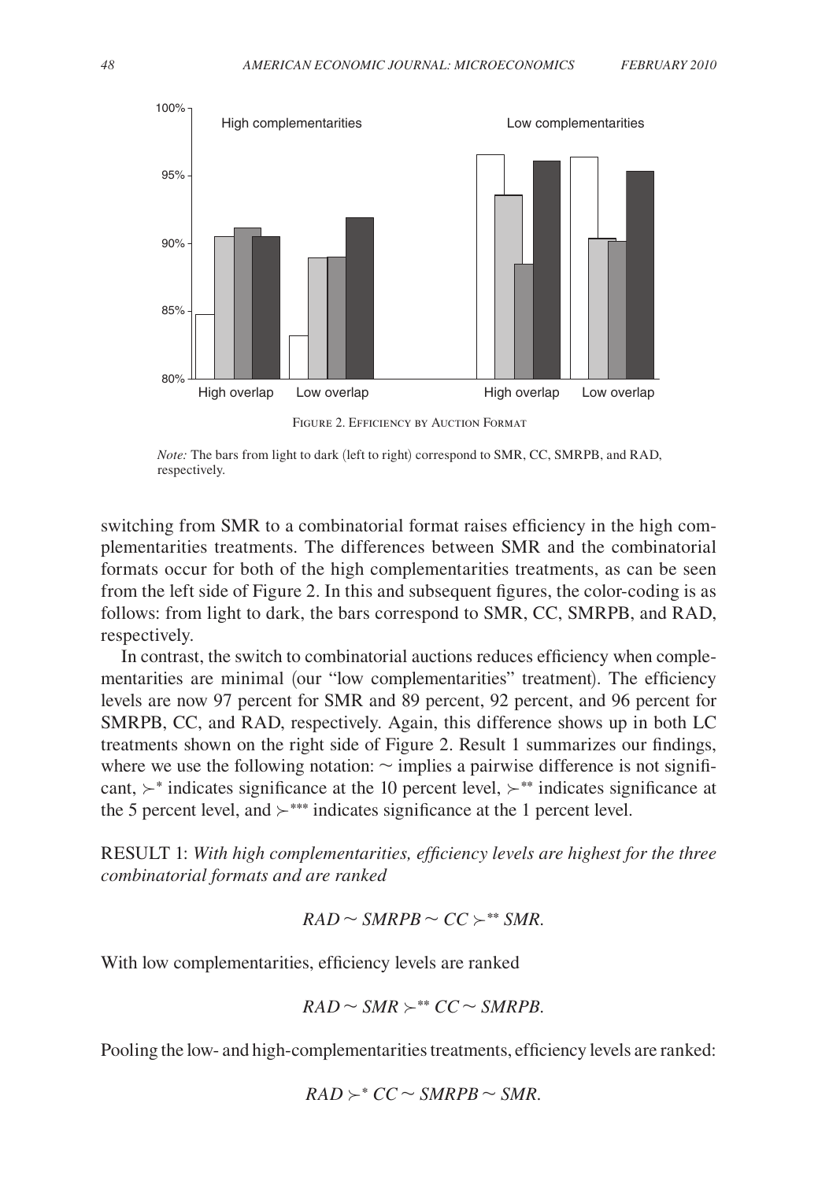Figure 2. Efficiency by Auction Format

*Note:* The bars from light to dark (left to right) correspond to SMR, CC, SMRPB, and RAD, respectively.

switching from SMR to a combinatorial format raises efficiency in the high complementarities treatments. The differences between SMR and the combinatorial formats occur for both of the high complementarities treatments, as can be seen from the left side of Figure 2. In this and subsequent figures, the color-coding is as follows: from light to dark, the bars correspond to SMR, CC, SMRPB, and RAD, respectively.

In contrast, the switch to combinatorial auctions reduces efficiency when complementarities are minimal (our "low complementarities" treatment). The efficiency levels are now 97 percent for SMR and 89 percent, 92 percent, and 96 percent for SMRPB, CC, and RAD, respectively. Again, this difference shows up in both LC treatments shown on the right side of Figure 2. Result 1 summarizes our findings, where we use the following notation: $\sim$ implies a pairwise difference is not significant, $\succ^{*}$ indicates significance at the 10 percent level, $\succ^{**}$ indicates significance at the 5 percent level, and $\succ^{***}$ indicates significance at the 1 percent level.

RESULT 1: *With high complementarities, efficiency levels are highest for the three combinatorial formats and are ranked*

$$RAD \sim SMRPB \sim CC \succ^{**} SMR.$$

With low complementarities, efficiency levels are ranked

$$RAD \sim SMR \succ^{**} CC \sim SMRPB.$$

Pooling the low- and high-complementarities treatments, efficiency levels are ranked:

$$RAD \succ^{*} CC \sim SMRPB \sim SMR.$$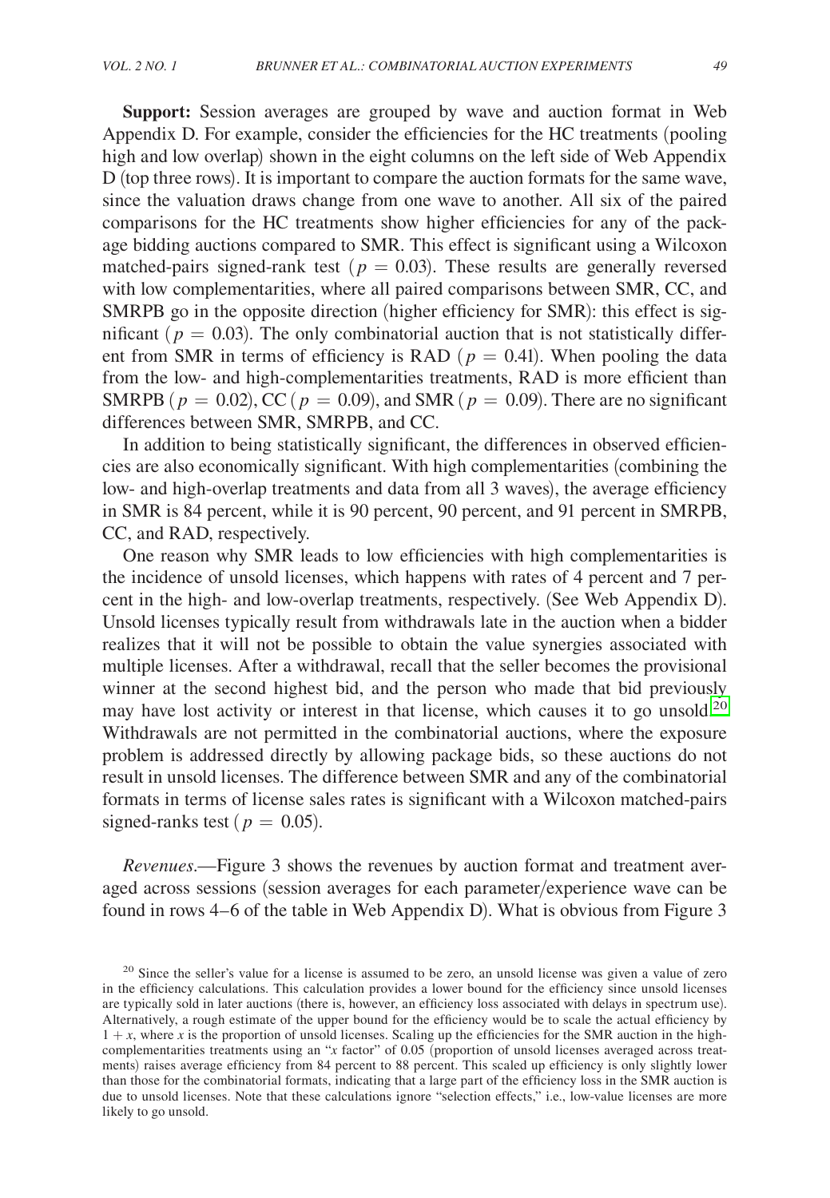**Support:** Session averages are grouped by wave and auction format in Web Appendix D. For example, consider the efficiencies for the HC treatments (pooling high and low overlap) shown in the eight columns on the left side of Web Appendix D (top three rows). It is important to compare the auction formats for the same wave, since the valuation draws change from one wave to another. All six of the paired comparisons for the HC treatments show higher efficiencies for any of the package bidding auctions compared to SMR. This effect is significant using a Wilcoxon matched-pairs signed-rank test ($p = 0.03$). These results are generally reversed with low complementarities, where all paired comparisons between SMR, CC, and SMRPB go in the opposite direction (higher efficiency for SMR): this effect is significant ($p = 0.03$). The only combinatorial auction that is not statistically different from SMR in terms of efficiency is RAD ($p = 0.41$). When pooling the data from the low- and high-complementarities treatments, RAD is more efficient than SMRPB ($p = 0.02$), CC ($p = 0.09$), and SMR ($p = 0.09$). There are no significant differences between SMR, SMRPB, and CC.

In addition to being statistically significant, the differences in observed efficiencies are also economically significant. With high complementarities (combining the low- and high-overlap treatments and data from all 3 waves), the average efficiency in SMR is 84 percent, while it is 90 percent, 90 percent, and 91 percent in SMRPB, CC, and RAD, respectively.

One reason why SMR leads to low efficiencies with high complementarities is the incidence of unsold licenses, which happens with rates of 4 percent and 7 percent in the high- and low-overlap treatments, respectively. (See Web Appendix D). Unsold licenses typically result from withdrawals late in the auction when a bidder realizes that it will not be possible to obtain the value synergies associated with multiple licenses. After a withdrawal, recall that the seller becomes the provisional winner at the second highest bid, and the person who made that bid previously may have lost activity or interest in that license, which causes it to go unsold.[20] Withdrawals are not permitted in the combinatorial auctions, where the exposure problem is addressed directly by allowing package bids, so these auctions do not result in unsold licenses. The difference between SMR and any of the combinatorial formats in terms of license sales rates is significant with a Wilcoxon matched-pairs signed-ranks test ($p = 0.05$).

*Revenues*.—Figure 3 shows the revenues by auction format and treatment averaged across sessions (session averages for each parameter/experience wave can be found in rows 4–6 of the table in Web Appendix D). What is obvious from Figure 3

[20] Since the seller's value for a license is assumed to be zero, an unsold license was given a value of zero in the efficiency calculations. This calculation provides a lower bound for the efficiency since unsold licenses are typically sold in later auctions (there is, however, an efficiency loss associated with delays in spectrum use). Alternatively, a rough estimate of the upper bound for the efficiency would be to scale the actual efficiency by $1 + x$, where $x$ is the proportion of unsold licenses. Scaling up the efficiencies for the SMR auction in the high-complementarities treatments using an "$x$ factor" of 0.05 (proportion of unsold licenses averaged across treatments) raises average efficiency from 84 percent to 88 percent. This scaled up efficiency is only slightly lower than those for the combinatorial formats, indicating that a large part of the efficiency loss in the SMR auction is due to unsold licenses. Note that these calculations ignore "selection effects," i.e., low-value licenses are more likely to go unsold.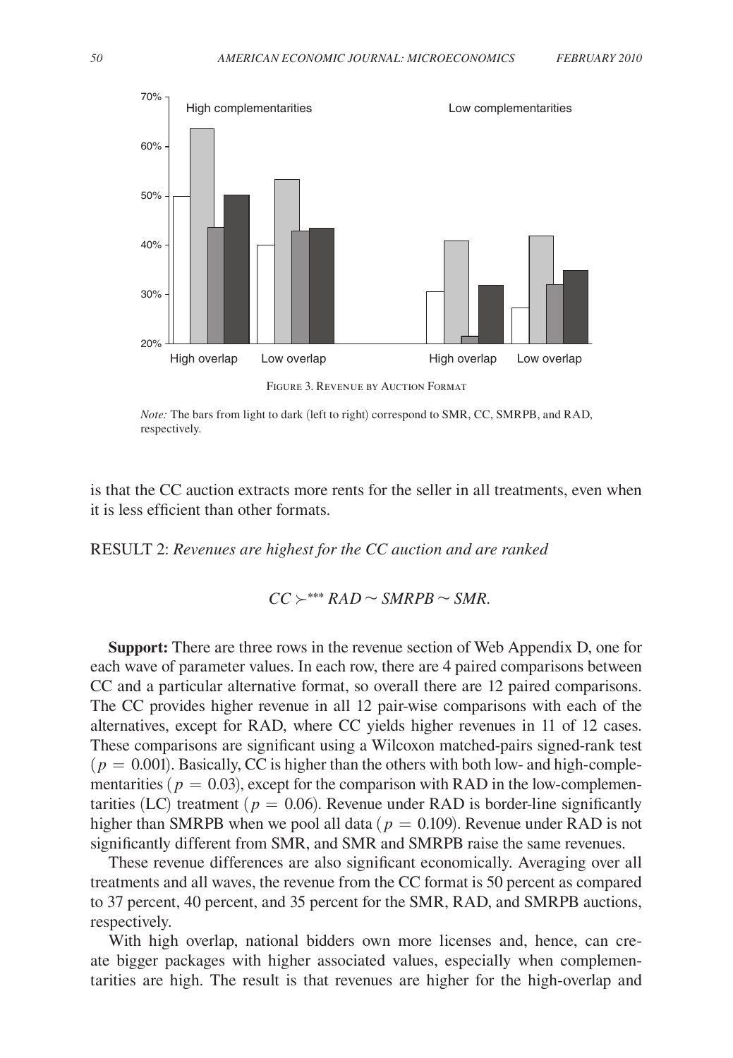Figure 3. Revenue by Auction Format

*Note:* The bars from light to dark (left to right) correspond to SMR, CC, SMRPB, and RAD, respectively.

is that the CC auction extracts more rents for the seller in all treatments, even when it is less efficient than other formats.

RESULT 2: *Revenues are highest for the CC auction and are ranked*

$$CC \succ^{***} RAD \sim SMRPB \sim SMR.$$

**Support:** There are three rows in the revenue section of Web Appendix D, one for each wave of parameter values. In each row, there are 4 paired comparisons between CC and a particular alternative format, so overall there are 12 paired comparisons. The CC provides higher revenue in all 12 pair-wise comparisons with each of the alternatives, except for RAD, where CC yields higher revenues in 11 of 12 cases. These comparisons are significant using a Wilcoxon matched-pairs signed-rank test ($p = 0.001$). Basically, CC is higher than the others with both low- and high-complementarities ($p = 0.03$), except for the comparison with RAD in the low-complementarities (LC) treatment ($p = 0.06$). Revenue under RAD is border-line significantly higher than SMRPB when we pool all data ($p = 0.109$). Revenue under RAD is not significantly different from SMR, and SMR and SMRPB raise the same revenues.

These revenue differences are also significant economically. Averaging over all treatments and all waves, the revenue from the CC format is 50 percent as compared to 37 percent, 40 percent, and 35 percent for the SMR, RAD, and SMRPB auctions, respectively.

With high overlap, national bidders own more licenses and, hence, can create bigger packages with higher associated values, especially when complementarities are high. The result is that revenues are higher for the high-overlap and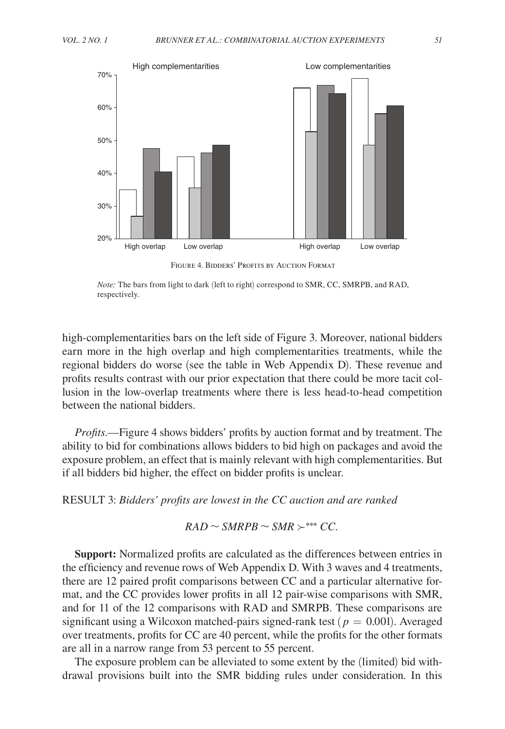Figure 4. Bidders' Profits by Auction Format

*Note:* The bars from light to dark (left to right) correspond to SMR, CC, SMRPB, and RAD, respectively.

high-complementarities bars on the left side of Figure 3. Moreover, national bidders earn more in the high overlap and high complementarities treatments, while the regional bidders do worse (see the table in Web Appendix D). These revenue and profits results contrast with our prior expectation that there could be more tacit collusion in the low-overlap treatments where there is less head-to-head competition between the national bidders.

*Profits*.—Figure 4 shows bidders' profits by auction format and by treatment. The ability to bid for combinations allows bidders to bid high on packages and avoid the exposure problem, an effect that is mainly relevant with high complementarities. But if all bidders bid higher, the effect on bidder profits is unclear.

RESULT 3: *Bidders' profits are lowest in the CC auction and are ranked*

$$RAD \sim SMRPB \sim SMR \succ^{***} CC.$$

**Support:** Normalized profits are calculated as the differences between entries in the efficiency and revenue rows of Web Appendix D. With 3 waves and 4 treatments, there are 12 paired profit comparisons between CC and a particular alternative format, and the CC provides lower profits in all 12 pair-wise comparisons with SMR, and for 11 of the 12 comparisons with RAD and SMRPB. These comparisons are significant using a Wilcoxon matched-pairs signed-rank test ($p = 0.001$). Averaged over treatments, profits for CC are 40 percent, while the profits for the other formats are all in a narrow range from 53 percent to 55 percent.

The exposure problem can be alleviated to some extent by the (limited) bid withdrawal provisions built into the SMR bidding rules under consideration. In this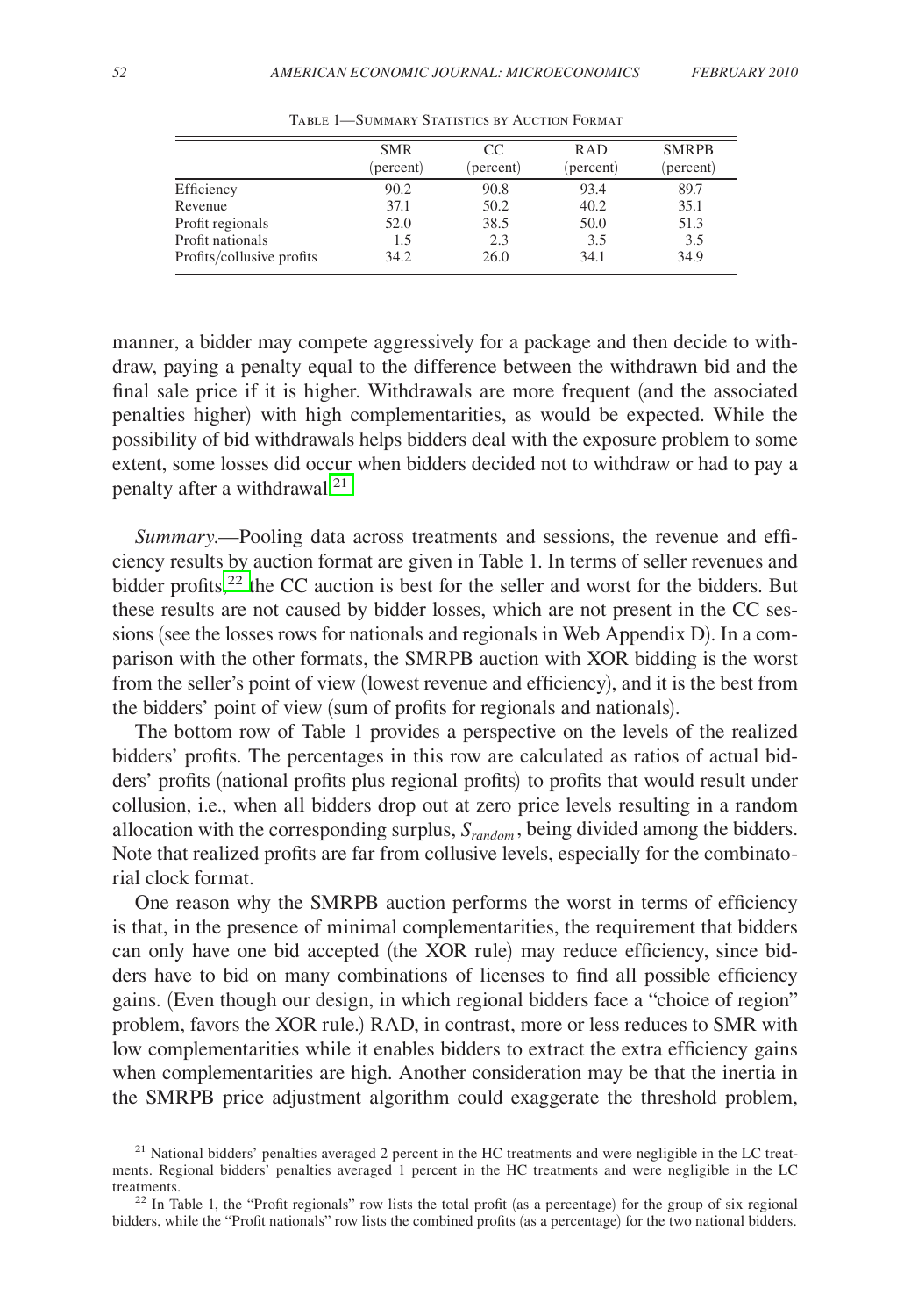Table 1—Summary Statistics by Auction Format

| | SMR (percent) | CC (percent) | RAD (percent) | SMRPB (percent) |
|---|---|---|---|---|
| Efficiency | 90.2 | 90.8 | 93.4 | 89.7 |
| Revenue | 37.1 | 50.2 | 40.2 | 35.1 |
| Profit regionals | 52.0 | 38.5 | 50.0 | 51.3 |
| Profit nationals | 1.5 | 2.3 | 3.5 | 3.5 |
| Profits/collusive profits | 34.2 | 26.0 | 34.1 | 34.9 |

manner, a bidder may compete aggressively for a package and then decide to withdraw, paying a penalty equal to the difference between the withdrawn bid and the final sale price if it is higher. Withdrawals are more frequent (and the associated penalties higher) with high complementarities, as would be expected. While the possibility of bid withdrawals helps bidders deal with the exposure problem to some extent, some losses did occur when bidders decided not to withdraw or had to pay a penalty after a withdrawal.[21]

*Summary*.—Pooling data across treatments and sessions, the revenue and efficiency results by auction format are given in Table 1. In terms of seller revenues and bidder profits,[22] the CC auction is best for the seller and worst for the bidders. But these results are not caused by bidder losses, which are not present in the CC sessions (see the losses rows for nationals and regionals in Web Appendix D). In a comparison with the other formats, the SMRPB auction with XOR bidding is the worst from the seller's point of view (lowest revenue and efficiency), and it is the best from the bidders' point of view (sum of profits for regionals and nationals).

The bottom row of Table 1 provides a perspective on the levels of the realized bidders' profits. The percentages in this row are calculated as ratios of actual bidders' profits (national profits plus regional profits) to profits that would result under collusion, i.e., when all bidders drop out at zero price levels resulting in a random allocation with the corresponding surplus, $S_{random}$, being divided among the bidders. Note that realized profits are far from collusive levels, especially for the combinatorial clock format.

One reason why the SMRPB auction performs the worst in terms of efficiency is that, in the presence of minimal complementarities, the requirement that bidders can only have one bid accepted (the XOR rule) may reduce efficiency, since bidders have to bid on many combinations of licenses to find all possible efficiency gains. (Even though our design, in which regional bidders face a "choice of region" problem, favors the XOR rule.) RAD, in contrast, more or less reduces to SMR with low complementarities while it enables bidders to extract the extra efficiency gains when complementarities are high. Another consideration may be that the inertia in the SMRPB price adjustment algorithm could exaggerate the threshold problem,

[21] National bidders' penalties averaged 2 percent in the HC treatments and were negligible in the LC treatments. Regional bidders' penalties averaged 1 percent in the HC treatments and were negligible in the LC treatments.

[22] In Table 1, the "Profit regionals" row lists the total profit (as a percentage) for the group of six regional bidders, while the "Profit nationals" row lists the combined profits (as a percentage) for the two national bidders.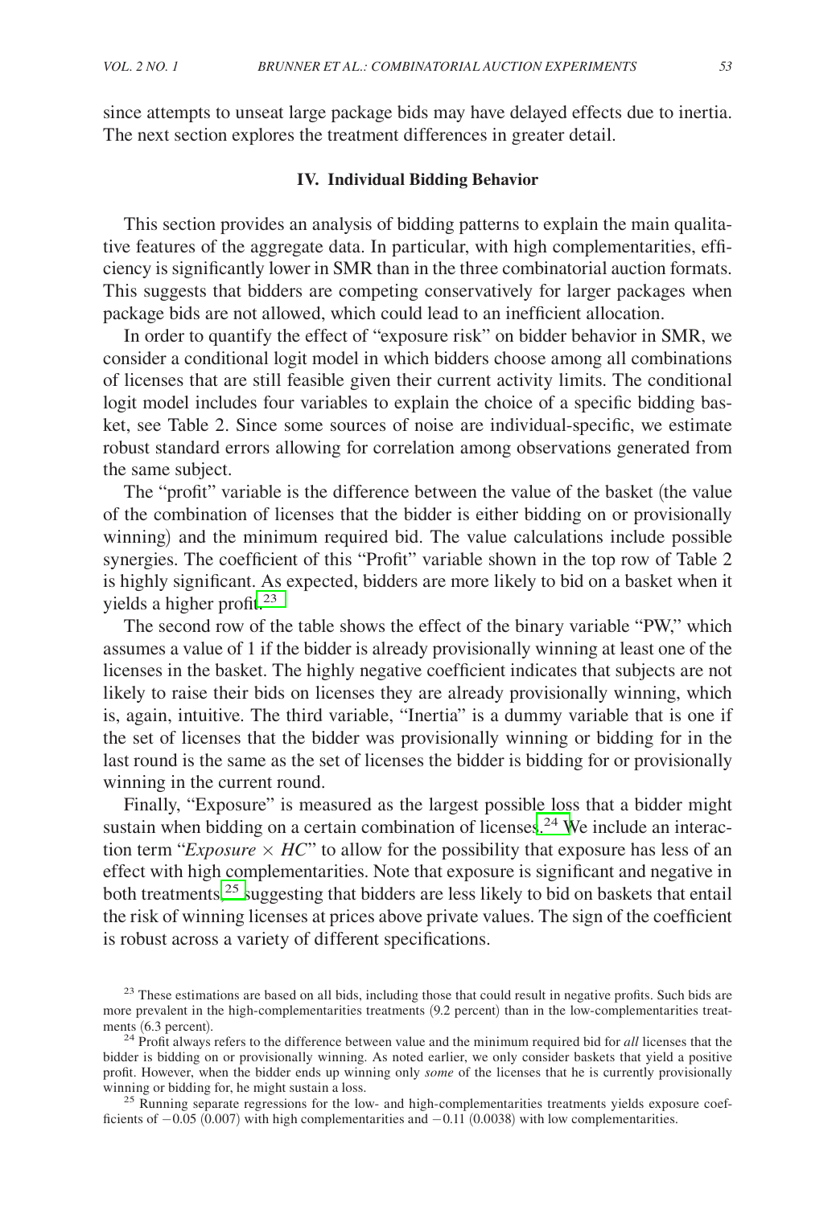since attempts to unseat large package bids may have delayed effects due to inertia. The next section explores the treatment differences in greater detail.

## IV. Individual Bidding Behavior

This section provides an analysis of bidding patterns to explain the main qualitative features of the aggregate data. In particular, with high complementarities, efficiency is significantly lower in SMR than in the three combinatorial auction formats. This suggests that bidders are competing conservatively for larger packages when package bids are not allowed, which could lead to an inefficient allocation.

In order to quantify the effect of "exposure risk" on bidder behavior in SMR, we consider a conditional logit model in which bidders choose among all combinations of licenses that are still feasible given their current activity limits. The conditional logit model includes four variables to explain the choice of a specific bidding basket, see Table 2. Since some sources of noise are individual-specific, we estimate robust standard errors allowing for correlation among observations generated from the same subject.

The "profit" variable is the difference between the value of the basket (the value of the combination of licenses that the bidder is either bidding on or provisionally winning) and the minimum required bid. The value calculations include possible synergies. The coefficient of this "Profit" variable shown in the top row of Table 2 is highly significant. As expected, bidders are more likely to bid on a basket when it yields a higher profit.[23]

The second row of the table shows the effect of the binary variable "PW," which assumes a value of 1 if the bidder is already provisionally winning at least one of the licenses in the basket. The highly negative coefficient indicates that subjects are not likely to raise their bids on licenses they are already provisionally winning, which is, again, intuitive. The third variable, "Inertia" is a dummy variable that is one if the set of licenses that the bidder was provisionally winning or bidding for in the last round is the same as the set of licenses the bidder is bidding for or provisionally winning in the current round.

Finally, "Exposure" is measured as the largest possible loss that a bidder might sustain when bidding on a certain combination of licenses.[24] We include an interaction term "*Exposure* $\times$ *HC*" to allow for the possibility that exposure has less of an effect with high complementarities. Note that exposure is significant and negative in both treatments,[25] suggesting that bidders are less likely to bid on baskets that entail the risk of winning licenses at prices above private values. The sign of the coefficient is robust across a variety of different specifications.

[23] These estimations are based on all bids, including those that could result in negative profits. Such bids are more prevalent in the high-complementarities treatments (9.2 percent) than in the low-complementarities treatments (6.3 percent).

[24] Profit always refers to the difference between value and the minimum required bid for *all* licenses that the bidder is bidding on or provisionally winning. As noted earlier, we only consider baskets that yield a positive profit. However, when the bidder ends up winning only *some* of the licenses that he is currently provisionally winning or bidding for, he might sustain a loss.

[25] Running separate regressions for the low- and high-complementarities treatments yields exposure coefficients of $-0.05$ (0.007) with high complementarities and $-0.11$ (0.0038) with low complementarities.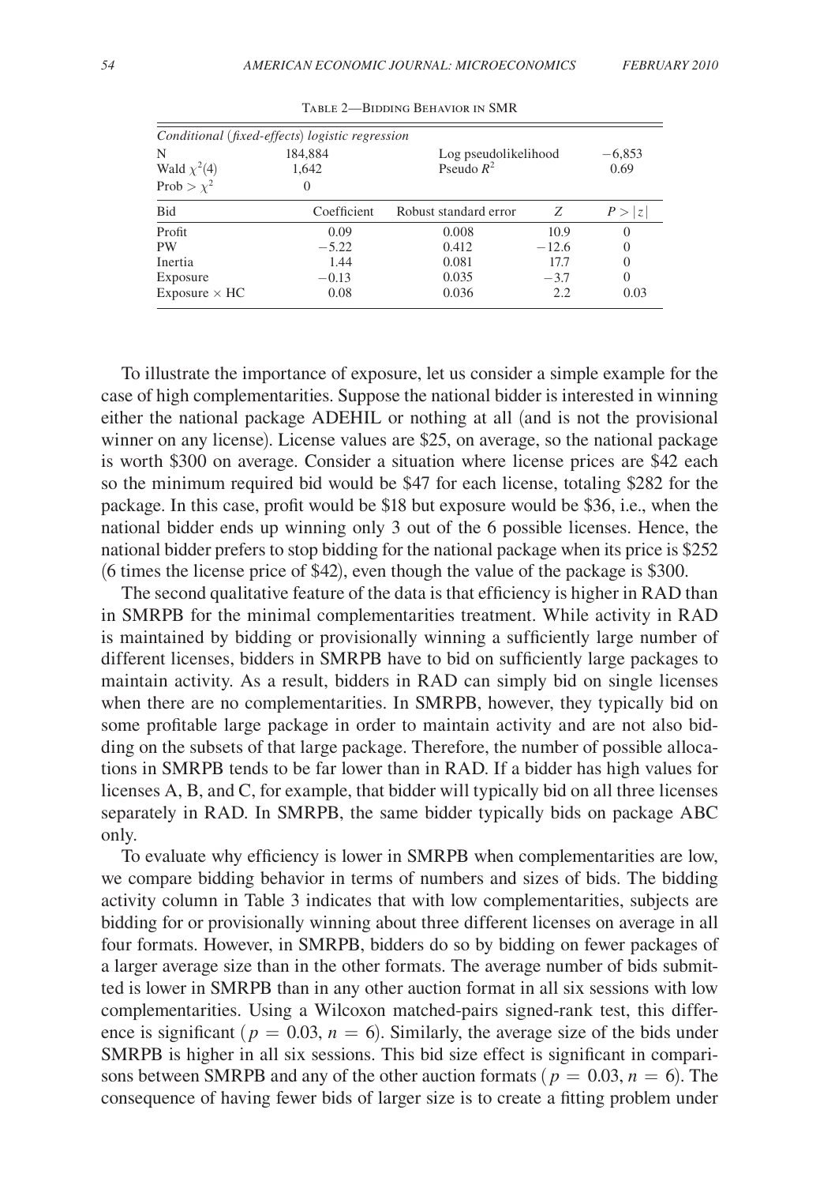Table 2—Bidding Behavior in SMR

| *Conditional (fixed-effects) logistic regression* | | | | |
|---|---|---|---|---|
| N | 184,884 | Log pseudolikelihood | | −6,853 |
| Wald $\chi^2(4)$ | 1,642 | Pseudo $R^2$ | | 0.69 |
| Prob $> \chi^2$ | 0 | | | |
| Bid | Coefficient | Robust standard error | $Z$ | $P > \lvert z \rvert$ |
| Profit | 0.09 | 0.008 | 10.9 | 0 |
| PW | −5.22 | 0.412 | −12.6 | 0 |
| Inertia | 1.44 | 0.081 | 17.7 | 0 |
| Exposure | −0.13 | 0.035 | −3.7 | 0 |
| Exposure × HC | 0.08 | 0.036 | 2.2 | 0.03 |

To illustrate the importance of exposure, let us consider a simple example for the case of high complementarities. Suppose the national bidder is interested in winning either the national package ADEHIL or nothing at all (and is not the provisional winner on any license). License values are \$25, on average, so the national package is worth \$300 on average. Consider a situation where license prices are \$42 each so the minimum required bid would be \$47 for each license, totaling \$282 for the package. In this case, profit would be \$18 but exposure would be \$36, i.e., when the national bidder ends up winning only 3 out of the 6 possible licenses. Hence, the national bidder prefers to stop bidding for the national package when its price is \$252 (6 times the license price of \$42), even though the value of the package is \$300.

The second qualitative feature of the data is that efficiency is higher in RAD than in SMRPB for the minimal complementarities treatment. While activity in RAD is maintained by bidding or provisionally winning a sufficiently large number of different licenses, bidders in SMRPB have to bid on sufficiently large packages to maintain activity. As a result, bidders in RAD can simply bid on single licenses when there are no complementarities. In SMRPB, however, they typically bid on some profitable large package in order to maintain activity and are not also bidding on the subsets of that large package. Therefore, the number of possible allocations in SMRPB tends to be far lower than in RAD. If a bidder has high values for licenses A, B, and C, for example, that bidder will typically bid on all three licenses separately in RAD. In SMRPB, the same bidder typically bids on package ABC only.

To evaluate why efficiency is lower in SMRPB when complementarities are low, we compare bidding behavior in terms of numbers and sizes of bids. The bidding activity column in Table 3 indicates that with low complementarities, subjects are bidding for or provisionally winning about three different licenses on average in all four formats. However, in SMRPB, bidders do so by bidding on fewer packages of a larger average size than in the other formats. The average number of bids submitted is lower in SMRPB than in any other auction format in all six sessions with low complementarities. Using a Wilcoxon matched-pairs signed-rank test, this difference is significant ($p = 0.03$, $n = 6$). Similarly, the average size of the bids under SMRPB is higher in all six sessions. This bid size effect is significant in comparisons between SMRPB and any of the other auction formats ($p = 0.03$, $n = 6$). The consequence of having fewer bids of larger size is to create a fitting problem under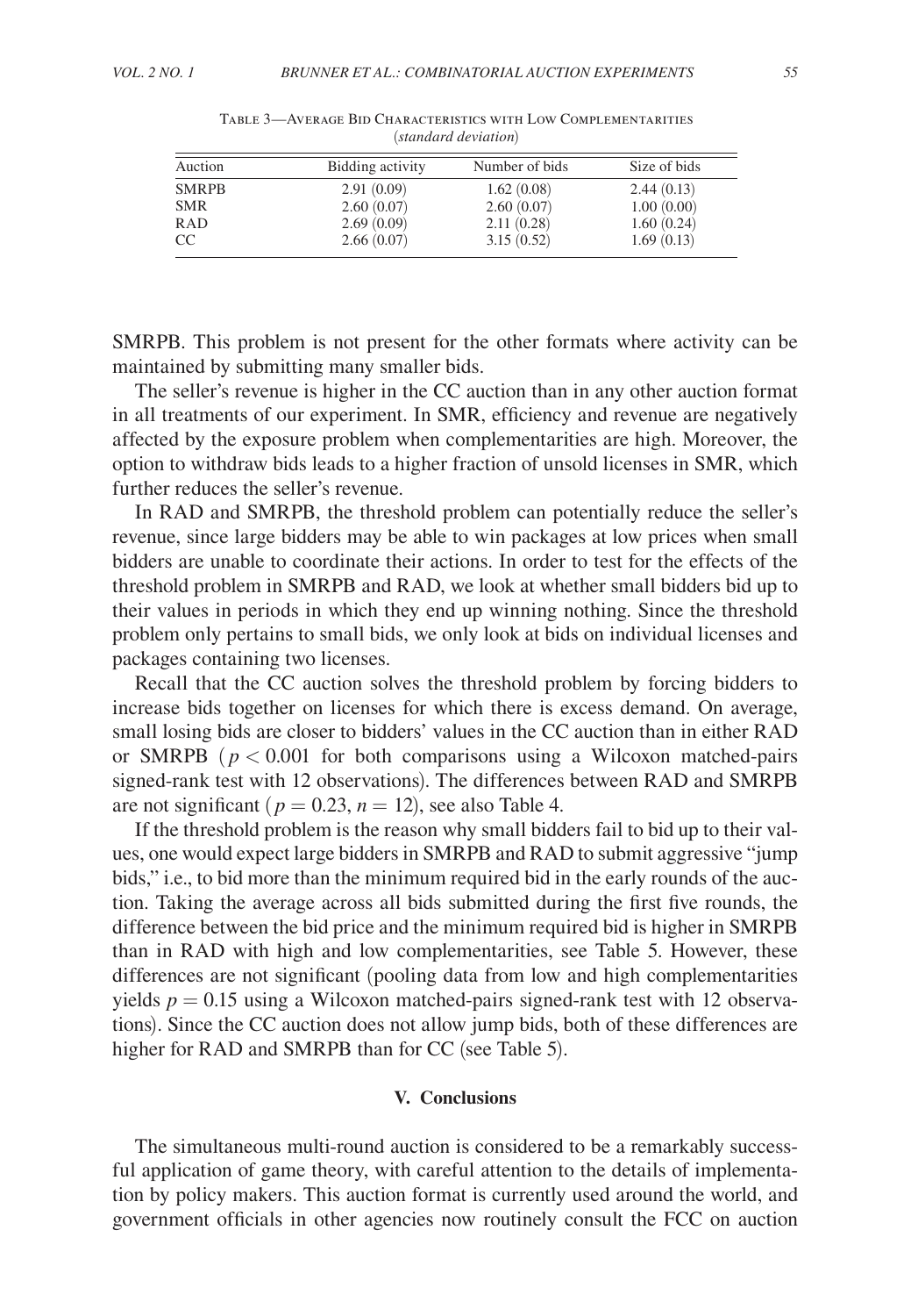Table 3—Average Bid Characteristics with Low Complementarities
(*standard deviation*)

| Auction | Bidding activity | Number of bids | Size of bids |
|---|---|---|---|
| SMRPB | 2.91 (0.09) | 1.62 (0.08) | 2.44 (0.13) |
| SMR | 2.60 (0.07) | 2.60 (0.07) | 1.00 (0.00) |
| RAD | 2.69 (0.09) | 2.11 (0.28) | 1.60 (0.24) |
| CC | 2.66 (0.07) | 3.15 (0.52) | 1.69 (0.13) |

SMRPB. This problem is not present for the other formats where activity can be maintained by submitting many smaller bids.

The seller's revenue is higher in the CC auction than in any other auction format in all treatments of our experiment. In SMR, efficiency and revenue are negatively affected by the exposure problem when complementarities are high. Moreover, the option to withdraw bids leads to a higher fraction of unsold licenses in SMR, which further reduces the seller's revenue.

In RAD and SMRPB, the threshold problem can potentially reduce the seller's revenue, since large bidders may be able to win packages at low prices when small bidders are unable to coordinate their actions. In order to test for the effects of the threshold problem in SMRPB and RAD, we look at whether small bidders bid up to their values in periods in which they end up winning nothing. Since the threshold problem only pertains to small bids, we only look at bids on individual licenses and packages containing two licenses.

Recall that the CC auction solves the threshold problem by forcing bidders to increase bids together on licenses for which there is excess demand. On average, small losing bids are closer to bidders' values in the CC auction than in either RAD or SMRPB ($p < 0.001$ for both comparisons using a Wilcoxon matched-pairs signed-rank test with 12 observations). The differences between RAD and SMRPB are not significant ($p = 0.23$, $n = 12$), see also Table 4.

If the threshold problem is the reason why small bidders fail to bid up to their values, one would expect large bidders in SMRPB and RAD to submit aggressive "jump bids," i.e., to bid more than the minimum required bid in the early rounds of the auction. Taking the average across all bids submitted during the first five rounds, the difference between the bid price and the minimum required bid is higher in SMRPB than in RAD with high and low complementarities, see Table 5. However, these differences are not significant (pooling data from low and high complementarities yields $p = 0.15$ using a Wilcoxon matched-pairs signed-rank test with 12 observations). Since the CC auction does not allow jump bids, both of these differences are higher for RAD and SMRPB than for CC (see Table 5).

## V. Conclusions

The simultaneous multi-round auction is considered to be a remarkably successful application of game theory, with careful attention to the details of implementation by policy makers. This auction format is currently used around the world, and government officials in other agencies now routinely consult the FCC on auction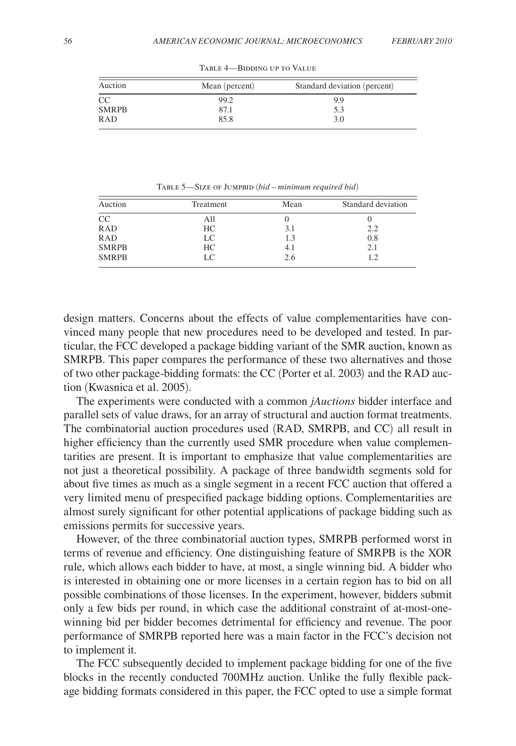Table 4—Bidding up to Value

| Auction | Mean (percent) | Standard deviation (percent) |
|---|---|---|
| CC | 99.2 | 9.9 |
| SMRPB | 87.1 | 5.3 |
| RAD | 85.8 | 3.0 |

Table 5—Size of Jumpbid (*bid – minimum required bid*)

| Auction | Treatment | Mean | Standard deviation |
|---|---|---|---|
| CC | All | 0 | 0 |
| RAD | HC | 3.1 | 2.2 |
| RAD | LC | 1.3 | 0.8 |
| SMRPB | HC | 4.1 | 2.1 |
| SMRPB | LC | 2.6 | 1.2 |

design matters. Concerns about the effects of value complementarities have convinced many people that new procedures need to be developed and tested. In particular, the FCC developed a package bidding variant of the SMR auction, known as SMRPB. This paper compares the performance of these two alternatives and those of two other package-bidding formats: the CC (Porter et al. 2003) and the RAD auction (Kwasnica et al. 2005).

The experiments were conducted with a common *jAuctions* bidder interface and parallel sets of value draws, for an array of structural and auction format treatments. The combinatorial auction procedures used (RAD, SMRPB, and CC) all result in higher efficiency than the currently used SMR procedure when value complementarities are present. It is important to emphasize that value complementarities are not just a theoretical possibility. A package of three bandwidth segments sold for about five times as much as a single segment in a recent FCC auction that offered a very limited menu of prespecified package bidding options. Complementarities are almost surely significant for other potential applications of package bidding such as emissions permits for successive years.

However, of the three combinatorial auction types, SMRPB performed worst in terms of revenue and efficiency. One distinguishing feature of SMRPB is the XOR rule, which allows each bidder to have, at most, a single winning bid. A bidder who is interested in obtaining one or more licenses in a certain region has to bid on all possible combinations of those licenses. In the experiment, however, bidders submit only a few bids per round, in which case the additional constraint of at-most-one-winning bid per bidder becomes detrimental for efficiency and revenue. The poor performance of SMRPB reported here was a main factor in the FCC's decision not to implement it.

The FCC subsequently decided to implement package bidding for one of the five blocks in the recently conducted 700MHz auction. Unlike the fully flexible package bidding formats considered in this paper, the FCC opted to use a simple format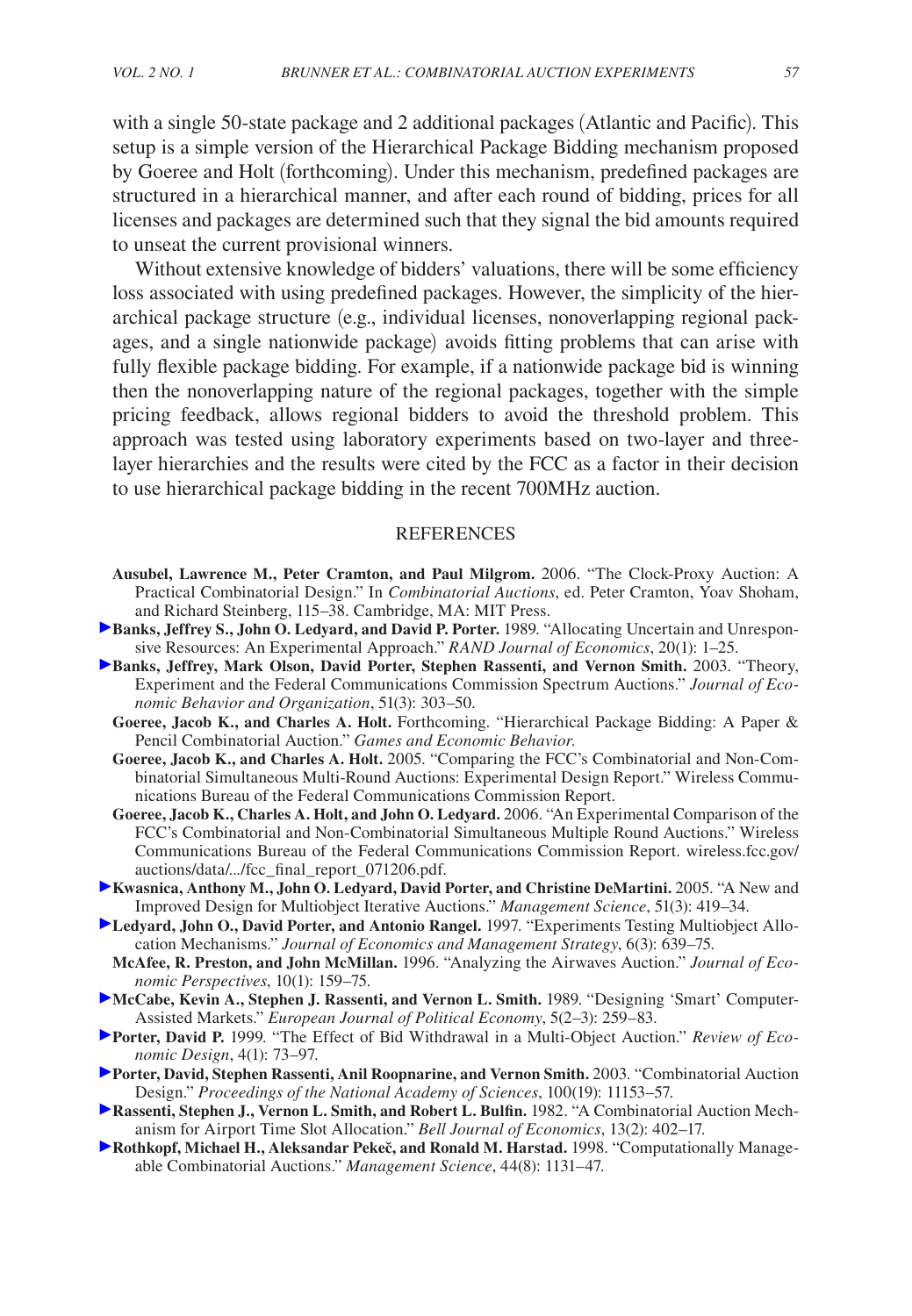with a single 50-state package and 2 additional packages (Atlantic and Pacific). This setup is a simple version of the Hierarchical Package Bidding mechanism proposed by Goeree and Holt (forthcoming). Under this mechanism, predefined packages are structured in a hierarchical manner, and after each round of bidding, prices for all licenses and packages are determined such that they signal the bid amounts required to unseat the current provisional winners.

Without extensive knowledge of bidders' valuations, there will be some efficiency loss associated with using predefined packages. However, the simplicity of the hierarchical package structure (e.g., individual licenses, nonoverlapping regional packages, and a single nationwide package) avoids fitting problems that can arise with fully flexible package bidding. For example, if a nationwide package bid is winning then the nonoverlapping nature of the regional packages, together with the simple pricing feedback, allows regional bidders to avoid the threshold problem. This approach was tested using laboratory experiments based on two-layer and three-layer hierarchies and the results were cited by the FCC as a factor in their decision to use hierarchical package bidding in the recent 700MHz auction.

## REFERENCES

**Ausubel, Lawrence M., Peter Cramton, and Paul Milgrom.** 2006. "The Clock-Proxy Auction: A Practical Combinatorial Design." In *Combinatorial Auctions*, ed. Peter Cramton, Yoav Shoham, and Richard Steinberg, 115–38. Cambridge, MA: MIT Press.

**Banks, Jeffrey S., John O. Ledyard, and David P. Porter.** 1989. "Allocating Uncertain and Unresponsive Resources: An Experimental Approach." *RAND Journal of Economics*, 20(1): 1–25.

**Banks, Jeffrey, Mark Olson, David Porter, Stephen Rassenti, and Vernon Smith.** 2003. "Theory, Experiment and the Federal Communications Commission Spectrum Auctions." *Journal of Economic Behavior and Organization*, 51(3): 303–50.

**Goeree, Jacob K., and Charles A. Holt.** Forthcoming. "Hierarchical Package Bidding: A Paper & Pencil Combinatorial Auction." *Games and Economic Behavior*.

**Goeree, Jacob K., and Charles A. Holt.** 2005. "Comparing the FCC's Combinatorial and Non-Combinatorial Simultaneous Multi-Round Auctions: Experimental Design Report." Wireless Communications Bureau of the Federal Communications Commission Report.

**Goeree, Jacob K., Charles A. Holt, and John O. Ledyard.** 2006. "An Experimental Comparison of the FCC's Combinatorial and Non-Combinatorial Simultaneous Multiple Round Auctions." Wireless Communications Bureau of the Federal Communications Commission Report. wireless.fcc.gov/auctions/data/.../fcc_final_report_071206.pdf.

**Kwasnica, Anthony M., John O. Ledyard, David Porter, and Christine DeMartini.** 2005. "A New and Improved Design for Multiobject Iterative Auctions." *Management Science*, 51(3): 419–34.

**Ledyard, John O., David Porter, and Antonio Rangel.** 1997. "Experiments Testing Multiobject Allocation Mechanisms." *Journal of Economics and Management Strategy*, 6(3): 639–75.

**McAfee, R. Preston, and John McMillan.** 1996. "Analyzing the Airwaves Auction." *Journal of Economic Perspectives*, 10(1): 159–75.

**McCabe, Kevin A., Stephen J. Rassenti, and Vernon L. Smith.** 1989. "Designing 'Smart' Computer-Assisted Markets." *European Journal of Political Economy*, 5(2–3): 259–83.

**Porter, David P.** 1999. "The Effect of Bid Withdrawal in a Multi-Object Auction." *Review of Economic Design*, 4(1): 73–97.

**Porter, David, Stephen Rassenti, Anil Roopnarine, and Vernon Smith.** 2003. "Combinatorial Auction Design." *Proceedings of the National Academy of Sciences*, 100(19): 11153–57.

**Rassenti, Stephen J., Vernon L. Smith, and Robert L. Bulfin.** 1982. "A Combinatorial Auction Mechanism for Airport Time Slot Allocation." *Bell Journal of Economics*, 13(2): 402–17.

**Rothkopf, Michael H., Aleksandar Pekeč, and Ronald M. Harstad.** 1998. "Computationally Manageable Combinatorial Auctions." *Management Science*, 44(8): 1131–47.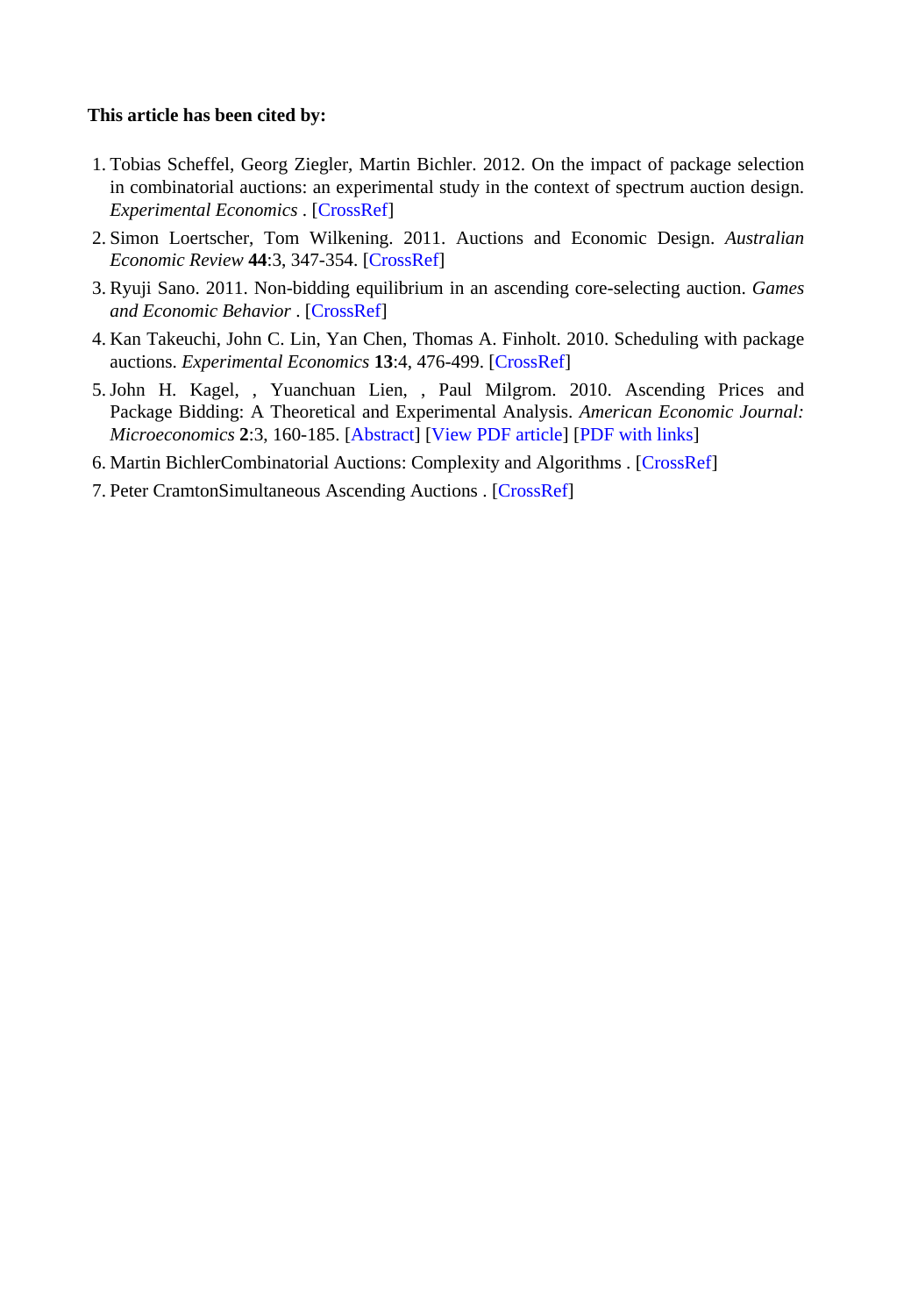**This article has been cited by:**

1. Tobias Scheffel, Georg Ziegler, Martin Bichler. 2012. On the impact of package selection in combinatorial auctions: an experimental study in the context of spectrum auction design. *Experimental Economics* . [CrossRef]
2. Simon Loertscher, Tom Wilkening. 2011. Auctions and Economic Design. *Australian Economic Review* **44**:3, 347-354. [CrossRef]
3. Ryuji Sano. 2011. Non-bidding equilibrium in an ascending core-selecting auction. *Games and Economic Behavior* . [CrossRef]
4. Kan Takeuchi, John C. Lin, Yan Chen, Thomas A. Finholt. 2010. Scheduling with package auctions. *Experimental Economics* **13**:4, 476-499. [CrossRef]
5. John H. Kagel, , Yuanchuan Lien, , Paul Milgrom. 2010. Ascending Prices and Package Bidding: A Theoretical and Experimental Analysis. *American Economic Journal: Microeconomics* **2**:3, 160-185. [Abstract] [View PDF article] [PDF with links]
6. Martin BichlerCombinatorial Auctions: Complexity and Algorithms . [CrossRef]
7. Peter CramtonSimultaneous Ascending Auctions . [CrossRef]